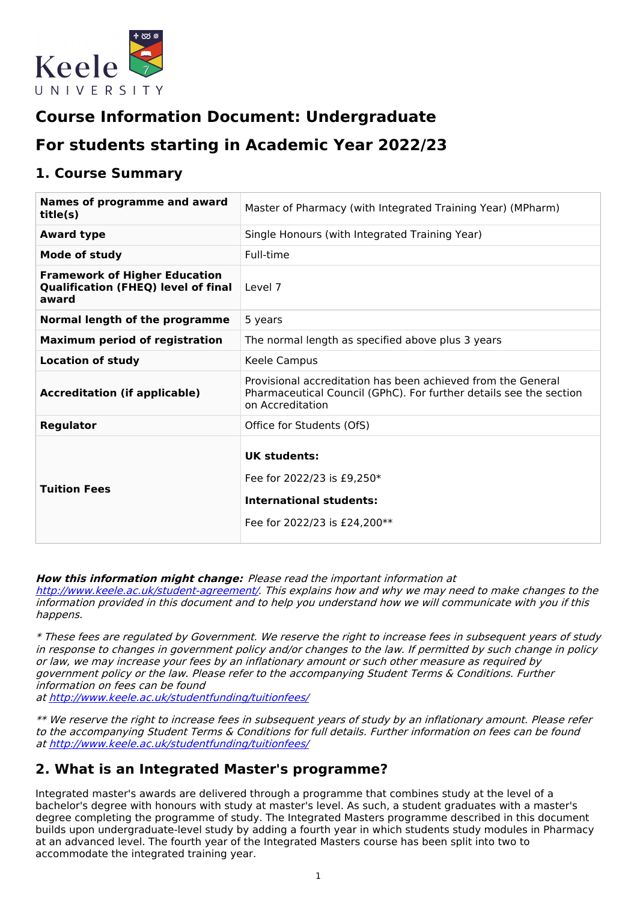# Course Information Document: Undergraduate

# For students starting in Academic Year 2022/23

## 1. Course Summary

| | |
|---|---|
| **Names of programme and award title(s)** | Master of Pharmacy (with Integrated Training Year) (MPharm) |
| **Award type** | Single Honours (with Integrated Training Year) |
| **Mode of study** | Full-time |
| **Framework of Higher Education Qualification (FHEQ) level of final award** | Level 7 |
| **Normal length of the programme** | 5 years |
| **Maximum period of registration** | The normal length as specified above plus 3 years |
| **Location of study** | Keele Campus |
| **Accreditation (if applicable)** | Provisional accreditation has been achieved from the General Pharmaceutical Council (GPhC). For further details see the section on Accreditation |
| **Regulator** | Office for Students (OfS) |
| **Tuition Fees** | **UK students:** Fee for 2022/23 is £9,250* **International students:** Fee for 2022/23 is £24,200** |

***How this information might change:*** *Please read the important information at http://www.keele.ac.uk/student-agreement/. This explains how and why we may need to make changes to the information provided in this document and to help you understand how we will communicate with you if this happens.*

*\* These fees are regulated by Government. We reserve the right to increase fees in subsequent years of study in response to changes in government policy and/or changes to the law. If permitted by such change in policy or law, we may increase your fees by an inflationary amount or such other measure as required by government policy or the law. Please refer to the accompanying Student Terms & Conditions. Further information on fees can be found at http://www.keele.ac.uk/studentfunding/tuitionfees/*

*\*\* We reserve the right to increase fees in subsequent years of study by an inflationary amount. Please refer to the accompanying Student Terms & Conditions for full details. Further information on fees can be found at http://www.keele.ac.uk/studentfunding/tuitionfees/*

## 2. What is an Integrated Master's programme?

Integrated master's awards are delivered through a programme that combines study at the level of a bachelor's degree with honours with study at master's level. As such, a student graduates with a master's degree completing the programme of study. The Integrated Masters programme described in this document builds upon undergraduate-level study by adding a fourth year in which students study modules in Pharmacy at an advanced level. The fourth year of the Integrated Masters course has been split into two to accommodate the integrated training year.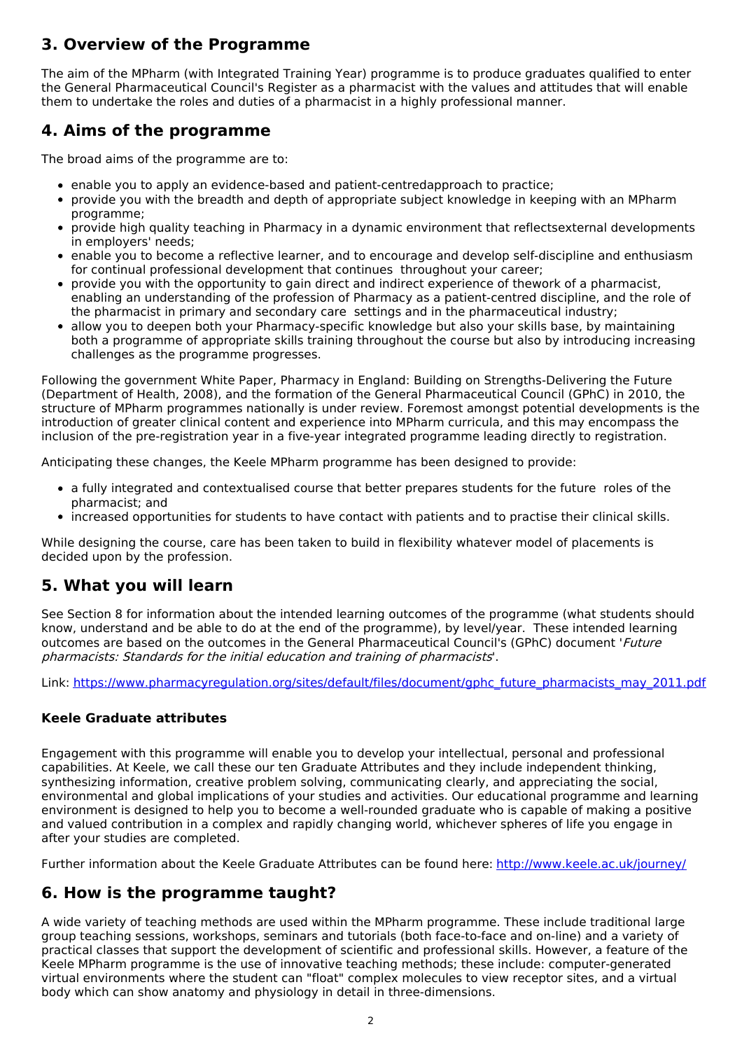## 3. Overview of the Programme

The aim of the MPharm (with Integrated Training Year) programme is to produce graduates qualified to enter the General Pharmaceutical Council's Register as a pharmacist with the values and attitudes that will enable them to undertake the roles and duties of a pharmacist in a highly professional manner.

## 4. Aims of the programme

The broad aims of the programme are to:

- enable you to apply an evidence-based and patient-centredapproach to practice;
- provide you with the breadth and depth of appropriate subject knowledge in keeping with an MPharm programme;
- provide high quality teaching in Pharmacy in a dynamic environment that reflectsexternal developments in employers' needs;
- enable you to become a reflective learner, and to encourage and develop self-discipline and enthusiasm for continual professional development that continues throughout your career;
- provide you with the opportunity to gain direct and indirect experience of thework of a pharmacist, enabling an understanding of the profession of Pharmacy as a patient-centred discipline, and the role of the pharmacist in primary and secondary care settings and in the pharmaceutical industry;
- allow you to deepen both your Pharmacy-specific knowledge but also your skills base, by maintaining both a programme of appropriate skills training throughout the course but also by introducing increasing challenges as the programme progresses.

Following the government White Paper, Pharmacy in England: Building on Strengths-Delivering the Future (Department of Health, 2008), and the formation of the General Pharmaceutical Council (GPhC) in 2010, the structure of MPharm programmes nationally is under review. Foremost amongst potential developments is the introduction of greater clinical content and experience into MPharm curricula, and this may encompass the inclusion of the pre-registration year in a five-year integrated programme leading directly to registration.

Anticipating these changes, the Keele MPharm programme has been designed to provide:

- a fully integrated and contextualised course that better prepares students for the future roles of the pharmacist; and
- increased opportunities for students to have contact with patients and to practise their clinical skills.

While designing the course, care has been taken to build in flexibility whatever model of placements is decided upon by the profession.

## 5. What you will learn

See Section 8 for information about the intended learning outcomes of the programme (what students should know, understand and be able to do at the end of the programme), by level/year. These intended learning outcomes are based on the outcomes in the General Pharmaceutical Council's (GPhC) document '*Future pharmacists: Standards for the initial education and training of pharmacists*'.

Link: [https://www.pharmacyregulation.org/sites/default/files/document/gphc_future_pharmacists_may_2011.pdf](https://www.pharmacyregulation.org/sites/default/files/document/gphc_future_pharmacists_may_2011.pdf)

### Keele Graduate attributes

Engagement with this programme will enable you to develop your intellectual, personal and professional capabilities. At Keele, we call these our ten Graduate Attributes and they include independent thinking, synthesizing information, creative problem solving, communicating clearly, and appreciating the social, environmental and global implications of your studies and activities. Our educational programme and learning environment is designed to help you to become a well-rounded graduate who is capable of making a positive and valued contribution in a complex and rapidly changing world, whichever spheres of life you engage in after your studies are completed.

Further information about the Keele Graduate Attributes can be found here: [http://www.keele.ac.uk/journey/](http://www.keele.ac.uk/journey/)

## 6. How is the programme taught?

A wide variety of teaching methods are used within the MPharm programme. These include traditional large group teaching sessions, workshops, seminars and tutorials (both face-to-face and on-line) and a variety of practical classes that support the development of scientific and professional skills. However, a feature of the Keele MPharm programme is the use of innovative teaching methods; these include: computer-generated virtual environments where the student can "float" complex molecules to view receptor sites, and a virtual body which can show anatomy and physiology in detail in three-dimensions.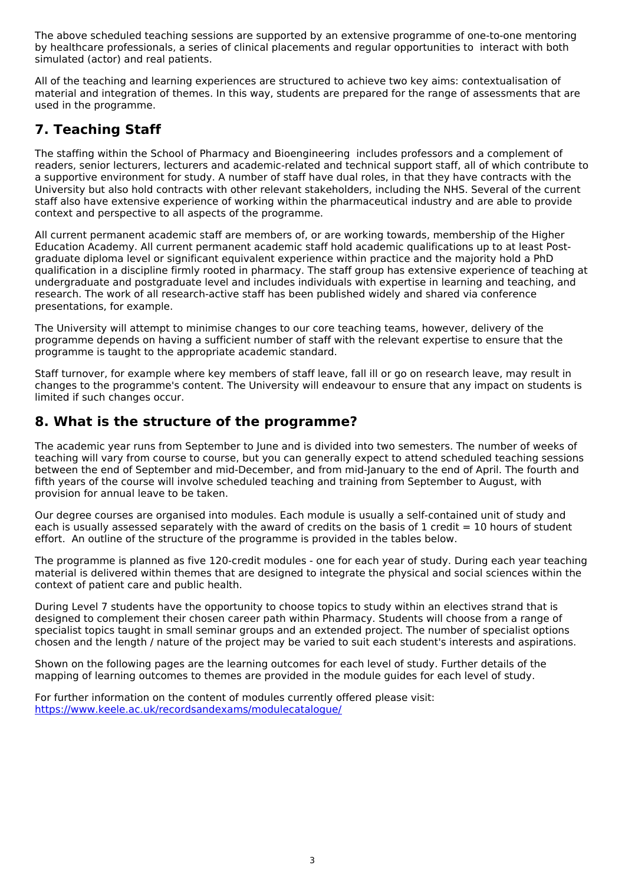The above scheduled teaching sessions are supported by an extensive programme of one-to-one mentoring by healthcare professionals, a series of clinical placements and regular opportunities to interact with both simulated (actor) and real patients.

All of the teaching and learning experiences are structured to achieve two key aims: contextualisation of material and integration of themes. In this way, students are prepared for the range of assessments that are used in the programme.

## 7. Teaching Staff

The staffing within the School of Pharmacy and Bioengineering includes professors and a complement of readers, senior lecturers, lecturers and academic-related and technical support staff, all of which contribute to a supportive environment for study. A number of staff have dual roles, in that they have contracts with the University but also hold contracts with other relevant stakeholders, including the NHS. Several of the current staff also have extensive experience of working within the pharmaceutical industry and are able to provide context and perspective to all aspects of the programme.

All current permanent academic staff are members of, or are working towards, membership of the Higher Education Academy. All current permanent academic staff hold academic qualifications up to at least Post-graduate diploma level or significant equivalent experience within practice and the majority hold a PhD qualification in a discipline firmly rooted in pharmacy. The staff group has extensive experience of teaching at undergraduate and postgraduate level and includes individuals with expertise in learning and teaching, and research. The work of all research-active staff has been published widely and shared via conference presentations, for example.

The University will attempt to minimise changes to our core teaching teams, however, delivery of the programme depends on having a sufficient number of staff with the relevant expertise to ensure that the programme is taught to the appropriate academic standard.

Staff turnover, for example where key members of staff leave, fall ill or go on research leave, may result in changes to the programme's content. The University will endeavour to ensure that any impact on students is limited if such changes occur.

## 8. What is the structure of the programme?

The academic year runs from September to June and is divided into two semesters. The number of weeks of teaching will vary from course to course, but you can generally expect to attend scheduled teaching sessions between the end of September and mid-December, and from mid-January to the end of April. The fourth and fifth years of the course will involve scheduled teaching and training from September to August, with provision for annual leave to be taken.

Our degree courses are organised into modules. Each module is usually a self-contained unit of study and each is usually assessed separately with the award of credits on the basis of 1 credit = 10 hours of student effort. An outline of the structure of the programme is provided in the tables below.

The programme is planned as five 120-credit modules - one for each year of study. During each year teaching material is delivered within themes that are designed to integrate the physical and social sciences within the context of patient care and public health.

During Level 7 students have the opportunity to choose topics to study within an electives strand that is designed to complement their chosen career path within Pharmacy. Students will choose from a range of specialist topics taught in small seminar groups and an extended project. The number of specialist options chosen and the length / nature of the project may be varied to suit each student's interests and aspirations.

Shown on the following pages are the learning outcomes for each level of study. Further details of the mapping of learning outcomes to themes are provided in the module guides for each level of study.

For further information on the content of modules currently offered please visit:
https://www.keele.ac.uk/recordsandexams/modulecatalogue/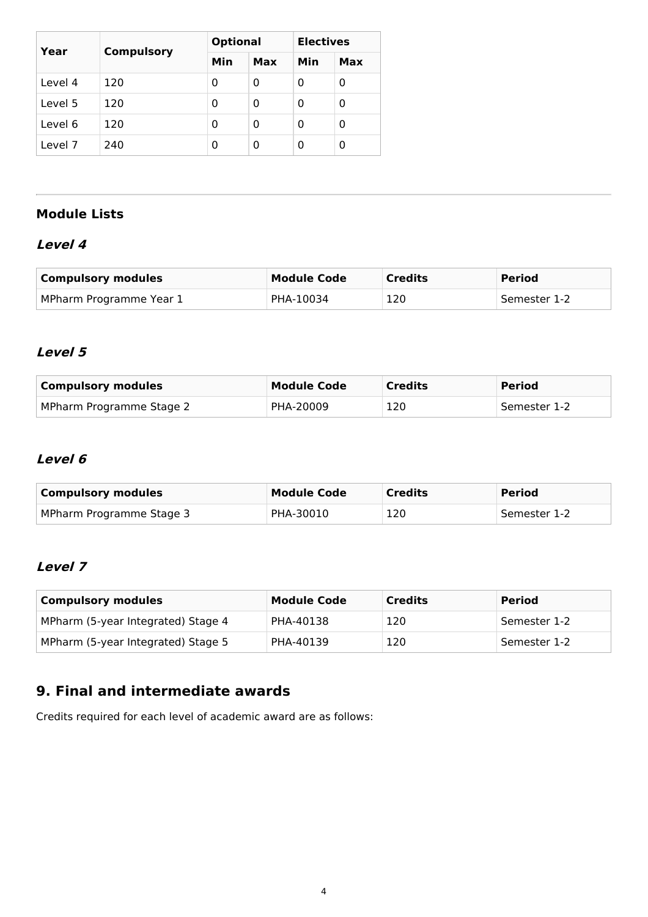| Year | Compulsory | Optional | | Electives | |
|---|---|---|---|---|---|
| | | Min | Max | Min | Max |
| Level 4 | 120 | 0 | 0 | 0 | 0 |
| Level 5 | 120 | 0 | 0 | 0 | 0 |
| Level 6 | 120 | 0 | 0 | 0 | 0 |
| Level 7 | 240 | 0 | 0 | 0 | 0 |

---

### Module Lists

#### *Level 4*

| Compulsory modules | Module Code | Credits | Period |
|---|---|---|---|
| MPharm Programme Year 1 | PHA-10034 | 120 | Semester 1-2 |

#### *Level 5*

| Compulsory modules | Module Code | Credits | Period |
|---|---|---|---|
| MPharm Programme Stage 2 | PHA-20009 | 120 | Semester 1-2 |

#### *Level 6*

| Compulsory modules | Module Code | Credits | Period |
|---|---|---|---|
| MPharm Programme Stage 3 | PHA-30010 | 120 | Semester 1-2 |

#### *Level 7*

| Compulsory modules | Module Code | Credits | Period |
|---|---|---|---|
| MPharm (5-year Integrated) Stage 4 | PHA-40138 | 120 | Semester 1-2 |
| MPharm (5-year Integrated) Stage 5 | PHA-40139 | 120 | Semester 1-2 |

## 9. Final and intermediate awards

Credits required for each level of academic award are as follows: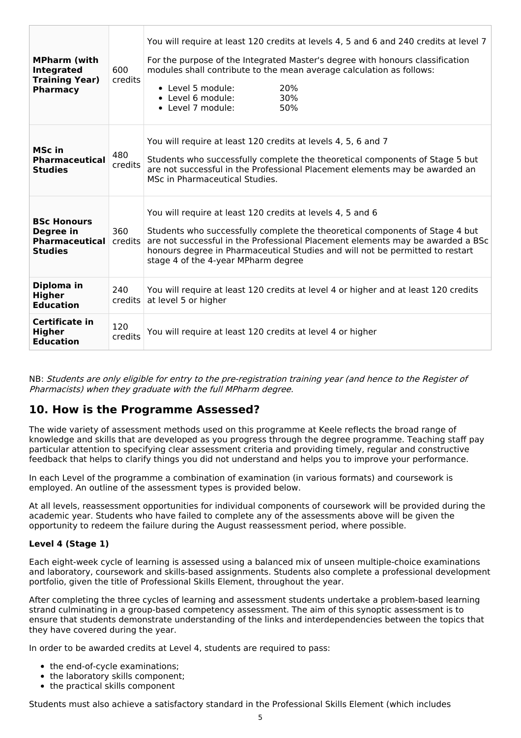| | | |
|---|---|---|
| **MPharm (with Integrated Training Year) Pharmacy** | 600 credits | You will require at least 120 credits at levels 4, 5 and 6 and 240 credits at level 7<br><br>For the purpose of the Integrated Master's degree with honours classification modules shall contribute to the mean average calculation as follows:<br><br>• Level 5 module: 20%<br>• Level 6 module: 30%<br>• Level 7 module: 50% |
| **MSc in Pharmaceutical Studies** | 480 credits | You will require at least 120 credits at levels 4, 5, 6 and 7<br><br>Students who successfully complete the theoretical components of Stage 5 but are not successful in the Professional Placement elements may be awarded an MSc in Pharmaceutical Studies. |
| **BSc Honours Degree in Pharmaceutical Studies** | 360 credits | You will require at least 120 credits at levels 4, 5 and 6<br><br>Students who successfully complete the theoretical components of Stage 4 but are not successful in the Professional Placement elements may be awarded a BSc honours degree in Pharmaceutical Studies and will not be permitted to restart stage 4 of the 4-year MPharm degree |
| **Diploma in Higher Education** | 240 credits | You will require at least 120 credits at level 4 or higher and at least 120 credits at level 5 or higher |
| **Certificate in Higher Education** | 120 credits | You will require at least 120 credits at level 4 or higher |

NB: *Students are only eligible for entry to the pre-registration training year (and hence to the Register of Pharmacists) when they graduate with the full MPharm degree.*

## 10. How is the Programme Assessed?

The wide variety of assessment methods used on this programme at Keele reflects the broad range of knowledge and skills that are developed as you progress through the degree programme. Teaching staff pay particular attention to specifying clear assessment criteria and providing timely, regular and constructive feedback that helps to clarify things you did not understand and helps you to improve your performance.

In each Level of the programme a combination of examination (in various formats) and coursework is employed. An outline of the assessment types is provided below.

At all levels, reassessment opportunities for individual components of coursework will be provided during the academic year. Students who have failed to complete any of the assessments above will be given the opportunity to redeem the failure during the August reassessment period, where possible.

**Level 4 (Stage 1)**

Each eight-week cycle of learning is assessed using a balanced mix of unseen multiple-choice examinations and laboratory, coursework and skills-based assignments. Students also complete a professional development portfolio, given the title of Professional Skills Element, throughout the year.

After completing the three cycles of learning and assessment students undertake a problem-based learning strand culminating in a group-based competency assessment. The aim of this synoptic assessment is to ensure that students demonstrate understanding of the links and interdependencies between the topics that they have covered during the year.

In order to be awarded credits at Level 4, students are required to pass:

- the end-of-cycle examinations;
- the laboratory skills component;
- the practical skills component

Students must also achieve a satisfactory standard in the Professional Skills Element (which includes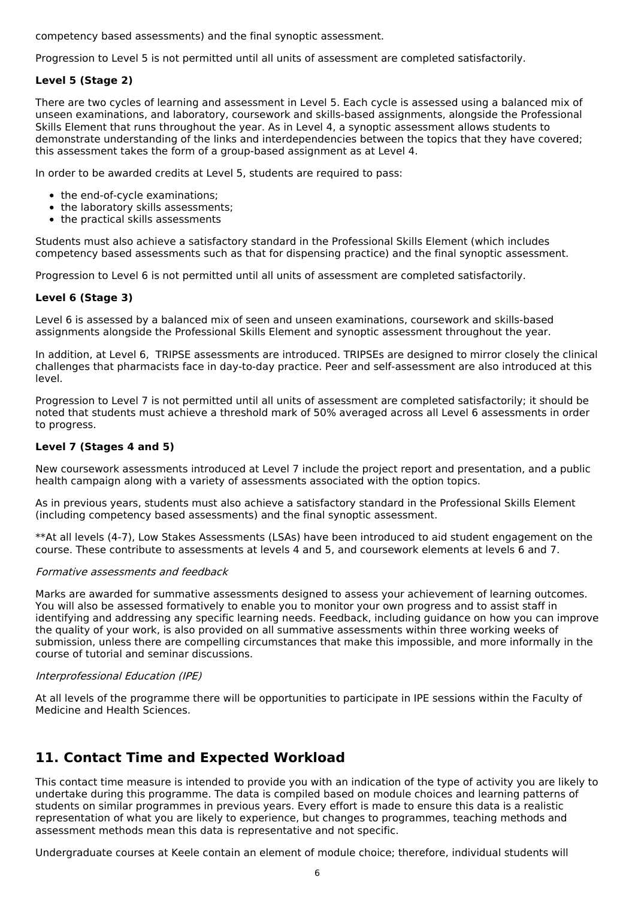competency based assessments) and the final synoptic assessment.

Progression to Level 5 is not permitted until all units of assessment are completed satisfactorily.

**Level 5 (Stage 2)**

There are two cycles of learning and assessment in Level 5. Each cycle is assessed using a balanced mix of unseen examinations, and laboratory, coursework and skills-based assignments, alongside the Professional Skills Element that runs throughout the year. As in Level 4, a synoptic assessment allows students to demonstrate understanding of the links and interdependencies between the topics that they have covered; this assessment takes the form of a group-based assignment as at Level 4.

In order to be awarded credits at Level 5, students are required to pass:

- the end-of-cycle examinations;
- the laboratory skills assessments;
- the practical skills assessments

Students must also achieve a satisfactory standard in the Professional Skills Element (which includes competency based assessments such as that for dispensing practice) and the final synoptic assessment.

Progression to Level 6 is not permitted until all units of assessment are completed satisfactorily.

**Level 6 (Stage 3)**

Level 6 is assessed by a balanced mix of seen and unseen examinations, coursework and skills-based assignments alongside the Professional Skills Element and synoptic assessment throughout the year.

In addition, at Level 6, TRIPSE assessments are introduced. TRIPSEs are designed to mirror closely the clinical challenges that pharmacists face in day-to-day practice. Peer and self-assessment are also introduced at this level.

Progression to Level 7 is not permitted until all units of assessment are completed satisfactorily; it should be noted that students must achieve a threshold mark of 50% averaged across all Level 6 assessments in order to progress.

**Level 7 (Stages 4 and 5)**

New coursework assessments introduced at Level 7 include the project report and presentation, and a public health campaign along with a variety of assessments associated with the option topics.

As in previous years, students must also achieve a satisfactory standard in the Professional Skills Element (including competency based assessments) and the final synoptic assessment.

**At all levels (4-7), Low Stakes Assessments (LSAs) have been introduced to aid student engagement on the course. These contribute to assessments at levels 4 and 5, and coursework elements at levels 6 and 7.

*Formative assessments and feedback*

Marks are awarded for summative assessments designed to assess your achievement of learning outcomes. You will also be assessed formatively to enable you to monitor your own progress and to assist staff in identifying and addressing any specific learning needs. Feedback, including guidance on how you can improve the quality of your work, is also provided on all summative assessments within three working weeks of submission, unless there are compelling circumstances that make this impossible, and more informally in the course of tutorial and seminar discussions.

*Interprofessional Education (IPE)*

At all levels of the programme there will be opportunities to participate in IPE sessions within the Faculty of Medicine and Health Sciences.

## 11. Contact Time and Expected Workload

This contact time measure is intended to provide you with an indication of the type of activity you are likely to undertake during this programme. The data is compiled based on module choices and learning patterns of students on similar programmes in previous years. Every effort is made to ensure this data is a realistic representation of what you are likely to experience, but changes to programmes, teaching methods and assessment methods mean this data is representative and not specific.

Undergraduate courses at Keele contain an element of module choice; therefore, individual students will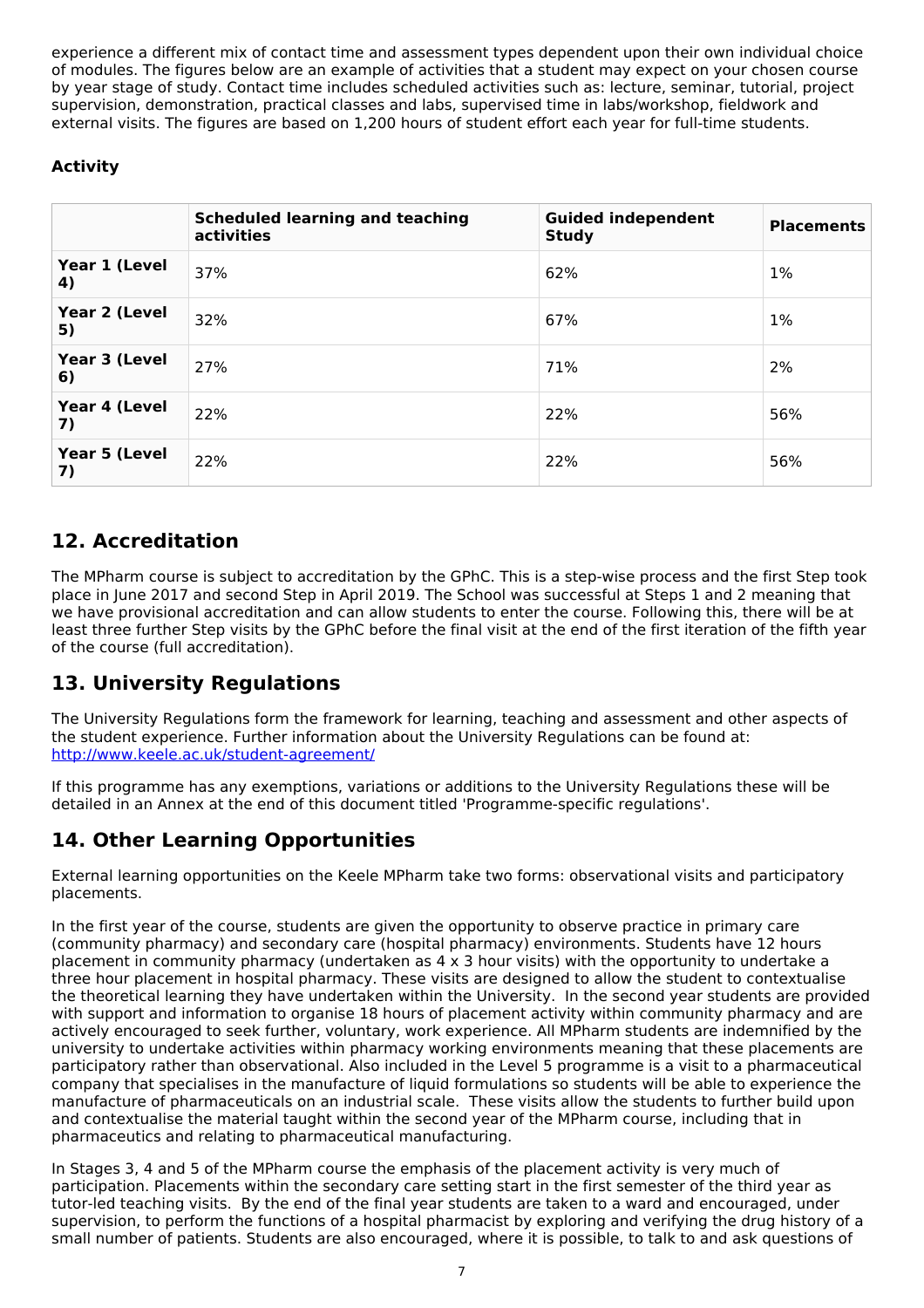experience a different mix of contact time and assessment types dependent upon their own individual choice of modules. The figures below are an example of activities that a student may expect on your chosen course by year stage of study. Contact time includes scheduled activities such as: lecture, seminar, tutorial, project supervision, demonstration, practical classes and labs, supervised time in labs/workshop, fieldwork and external visits. The figures are based on 1,200 hours of student effort each year for full-time students.

**Activity**

| | Scheduled learning and teaching activities | Guided independent Study | Placements |
|---|---|---|---|
| **Year 1 (Level 4)** | 37% | 62% | 1% |
| **Year 2 (Level 5)** | 32% | 67% | 1% |
| **Year 3 (Level 6)** | 27% | 71% | 2% |
| **Year 4 (Level 7)** | 22% | 22% | 56% |
| **Year 5 (Level 7)** | 22% | 22% | 56% |

## 12. Accreditation

The MPharm course is subject to accreditation by the GPhC. This is a step-wise process and the first Step took place in June 2017 and second Step in April 2019. The School was successful at Steps 1 and 2 meaning that we have provisional accreditation and can allow students to enter the course. Following this, there will be at least three further Step visits by the GPhC before the final visit at the end of the first iteration of the fifth year of the course (full accreditation).

## 13. University Regulations

The University Regulations form the framework for learning, teaching and assessment and other aspects of the student experience. Further information about the University Regulations can be found at: [http://www.keele.ac.uk/student-agreement/](http://www.keele.ac.uk/student-agreement/)

If this programme has any exemptions, variations or additions to the University Regulations these will be detailed in an Annex at the end of this document titled 'Programme-specific regulations'.

## 14. Other Learning Opportunities

External learning opportunities on the Keele MPharm take two forms: observational visits and participatory placements.

In the first year of the course, students are given the opportunity to observe practice in primary care (community pharmacy) and secondary care (hospital pharmacy) environments. Students have 12 hours placement in community pharmacy (undertaken as 4 x 3 hour visits) with the opportunity to undertake a three hour placement in hospital pharmacy. These visits are designed to allow the student to contextualise the theoretical learning they have undertaken within the University. In the second year students are provided with support and information to organise 18 hours of placement activity within community pharmacy and are actively encouraged to seek further, voluntary, work experience. All MPharm students are indemnified by the university to undertake activities within pharmacy working environments meaning that these placements are participatory rather than observational. Also included in the Level 5 programme is a visit to a pharmaceutical company that specialises in the manufacture of liquid formulations so students will be able to experience the manufacture of pharmaceuticals on an industrial scale. These visits allow the students to further build upon and contextualise the material taught within the second year of the MPharm course, including that in pharmaceutics and relating to pharmaceutical manufacturing.

In Stages 3, 4 and 5 of the MPharm course the emphasis of the placement activity is very much of participation. Placements within the secondary care setting start in the first semester of the third year as tutor-led teaching visits. By the end of the final year students are taken to a ward and encouraged, under supervision, to perform the functions of a hospital pharmacist by exploring and verifying the drug history of a small number of patients. Students are also encouraged, where it is possible, to talk to and ask questions of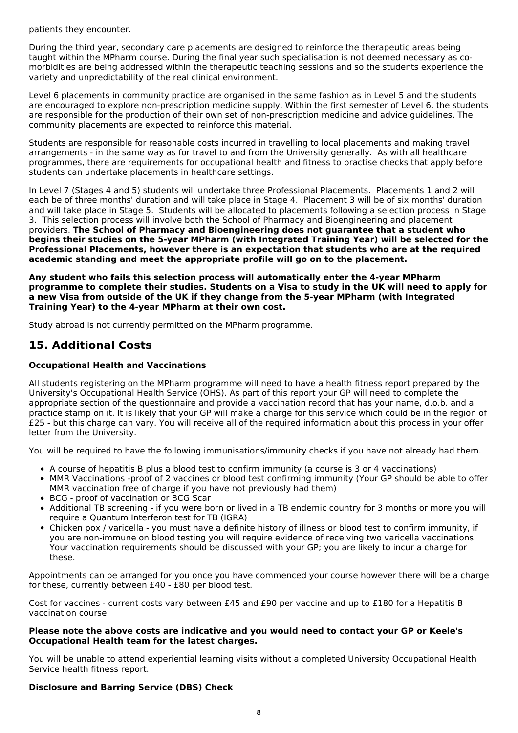patients they encounter.

During the third year, secondary care placements are designed to reinforce the therapeutic areas being taught within the MPharm course. During the final year such specialisation is not deemed necessary as co-morbidities are being addressed within the therapeutic teaching sessions and so the students experience the variety and unpredictability of the real clinical environment.

Level 6 placements in community practice are organised in the same fashion as in Level 5 and the students are encouraged to explore non-prescription medicine supply. Within the first semester of Level 6, the students are responsible for the production of their own set of non-prescription medicine and advice guidelines. The community placements are expected to reinforce this material.

Students are responsible for reasonable costs incurred in travelling to local placements and making travel arrangements - in the same way as for travel to and from the University generally. As with all healthcare programmes, there are requirements for occupational health and fitness to practise checks that apply before students can undertake placements in healthcare settings.

In Level 7 (Stages 4 and 5) students will undertake three Professional Placements. Placements 1 and 2 will each be of three months' duration and will take place in Stage 4. Placement 3 will be of six months' duration and will take place in Stage 5. Students will be allocated to placements following a selection process in Stage 3. This selection process will involve both the School of Pharmacy and Bioengineering and placement providers. **The School of Pharmacy and Bioengineering does not guarantee that a student who begins their studies on the 5-year MPharm (with Integrated Training Year) will be selected for the Professional Placements, however there is an expectation that students who are at the required academic standing and meet the appropriate profile will go on to the placement.**

**Any student who fails this selection process will automatically enter the 4-year MPharm programme to complete their studies. Students on a Visa to study in the UK will need to apply for a new Visa from outside of the UK if they change from the 5-year MPharm (with Integrated Training Year) to the 4-year MPharm at their own cost.**

Study abroad is not currently permitted on the MPharm programme.

## 15. Additional Costs

### Occupational Health and Vaccinations

All students registering on the MPharm programme will need to have a health fitness report prepared by the University's Occupational Health Service (OHS). As part of this report your GP will need to complete the appropriate section of the questionnaire and provide a vaccination record that has your name, d.o.b. and a practice stamp on it. It is likely that your GP will make a charge for this service which could be in the region of £25 - but this charge can vary. You will receive all of the required information about this process in your offer letter from the University.

You will be required to have the following immunisations/immunity checks if you have not already had them.

- A course of hepatitis B plus a blood test to confirm immunity (a course is 3 or 4 vaccinations)
- MMR Vaccinations -proof of 2 vaccines or blood test confirming immunity (Your GP should be able to offer MMR vaccination free of charge if you have not previously had them)
- BCG - proof of vaccination or BCG Scar
- Additional TB screening - if you were born or lived in a TB endemic country for 3 months or more you will require a Quantum Interferon test for TB (IGRA)
- Chicken pox / varicella - you must have a definite history of illness or blood test to confirm immunity, if you are non-immune on blood testing you will require evidence of receiving two varicella vaccinations. Your vaccination requirements should be discussed with your GP; you are likely to incur a charge for these.

Appointments can be arranged for you once you have commenced your course however there will be a charge for these, currently between £40 - £80 per blood test.

Cost for vaccines - current costs vary between £45 and £90 per vaccine and up to £180 for a Hepatitis B vaccination course.

**Please note the above costs are indicative and you would need to contact your GP or Keele's Occupational Health team for the latest charges.**

You will be unable to attend experiential learning visits without a completed University Occupational Health Service health fitness report.

### Disclosure and Barring Service (DBS) Check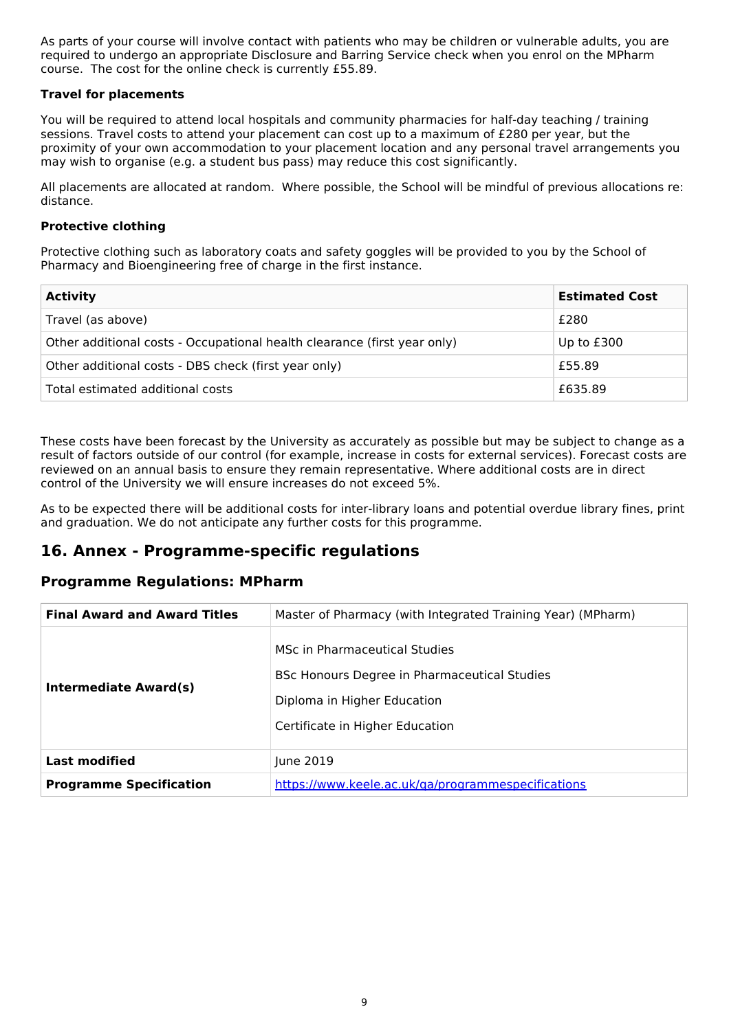As parts of your course will involve contact with patients who may be children or vulnerable adults, you are required to undergo an appropriate Disclosure and Barring Service check when you enrol on the MPharm course. The cost for the online check is currently £55.89.

**Travel for placements**

You will be required to attend local hospitals and community pharmacies for half-day teaching / training sessions. Travel costs to attend your placement can cost up to a maximum of £280 per year, but the proximity of your own accommodation to your placement location and any personal travel arrangements you may wish to organise (e.g. a student bus pass) may reduce this cost significantly.

All placements are allocated at random. Where possible, the School will be mindful of previous allocations re: distance.

**Protective clothing**

Protective clothing such as laboratory coats and safety goggles will be provided to you by the School of Pharmacy and Bioengineering free of charge in the first instance.

| Activity | Estimated Cost |
|---|---|
| Travel (as above) | £280 |
| Other additional costs - Occupational health clearance (first year only) | Up to £300 |
| Other additional costs - DBS check (first year only) | £55.89 |
| Total estimated additional costs | £635.89 |

These costs have been forecast by the University as accurately as possible but may be subject to change as a result of factors outside of our control (for example, increase in costs for external services). Forecast costs are reviewed on an annual basis to ensure they remain representative. Where additional costs are in direct control of the University we will ensure increases do not exceed 5%.

As to be expected there will be additional costs for inter-library loans and potential overdue library fines, print and graduation. We do not anticipate any further costs for this programme.

## 16. Annex - Programme-specific regulations

### Programme Regulations: MPharm

| | |
|---|---|
| **Final Award and Award Titles** | Master of Pharmacy (with Integrated Training Year) (MPharm) |
| **Intermediate Award(s)** | MSc in Pharmaceutical Studies<br>BSc Honours Degree in Pharmaceutical Studies<br>Diploma in Higher Education<br>Certificate in Higher Education |
| **Last modified** | June 2019 |
| **Programme Specification** | https://www.keele.ac.uk/qa/programmespecifications |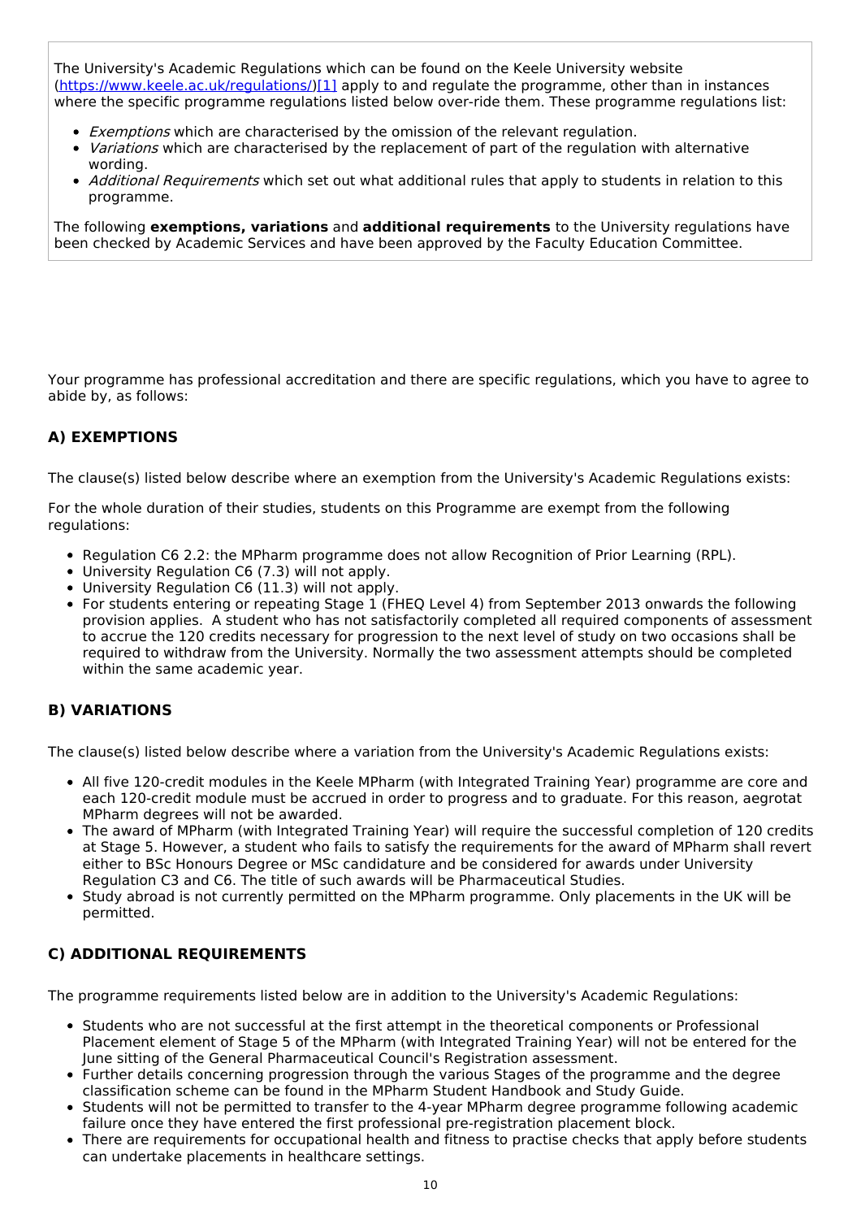The University's Academic Regulations which can be found on the Keele University website (https://www.keele.ac.uk/regulations/)[1] apply to and regulate the programme, other than in instances where the specific programme regulations listed below over-ride them. These programme regulations list:

- *Exemptions* which are characterised by the omission of the relevant regulation.
- *Variations* which are characterised by the replacement of part of the regulation with alternative wording.
- *Additional Requirements* which set out what additional rules that apply to students in relation to this programme.

The following **exemptions, variations** and **additional requirements** to the University regulations have been checked by Academic Services and have been approved by the Faculty Education Committee.

Your programme has professional accreditation and there are specific regulations, which you have to agree to abide by, as follows:

### A) EXEMPTIONS

The clause(s) listed below describe where an exemption from the University's Academic Regulations exists:

For the whole duration of their studies, students on this Programme are exempt from the following regulations:

- Regulation C6 2.2: the MPharm programme does not allow Recognition of Prior Learning (RPL).
- University Regulation C6 (7.3) will not apply.
- University Regulation C6 (11.3) will not apply.
- For students entering or repeating Stage 1 (FHEQ Level 4) from September 2013 onwards the following provision applies. A student who has not satisfactorily completed all required components of assessment to accrue the 120 credits necessary for progression to the next level of study on two occasions shall be required to withdraw from the University. Normally the two assessment attempts should be completed within the same academic year.

### B) VARIATIONS

The clause(s) listed below describe where a variation from the University's Academic Regulations exists:

- All five 120-credit modules in the Keele MPharm (with Integrated Training Year) programme are core and each 120-credit module must be accrued in order to progress and to graduate. For this reason, aegrotat MPharm degrees will not be awarded.
- The award of MPharm (with Integrated Training Year) will require the successful completion of 120 credits at Stage 5. However, a student who fails to satisfy the requirements for the award of MPharm shall revert either to BSc Honours Degree or MSc candidature and be considered for awards under University Regulation C3 and C6. The title of such awards will be Pharmaceutical Studies.
- Study abroad is not currently permitted on the MPharm programme. Only placements in the UK will be permitted.

### C) ADDITIONAL REQUIREMENTS

The programme requirements listed below are in addition to the University's Academic Regulations:

- Students who are not successful at the first attempt in the theoretical components or Professional Placement element of Stage 5 of the MPharm (with Integrated Training Year) will not be entered for the June sitting of the General Pharmaceutical Council's Registration assessment.
- Further details concerning progression through the various Stages of the programme and the degree classification scheme can be found in the MPharm Student Handbook and Study Guide.
- Students will not be permitted to transfer to the 4-year MPharm degree programme following academic failure once they have entered the first professional pre-registration placement block.
- There are requirements for occupational health and fitness to practise checks that apply before students can undertake placements in healthcare settings.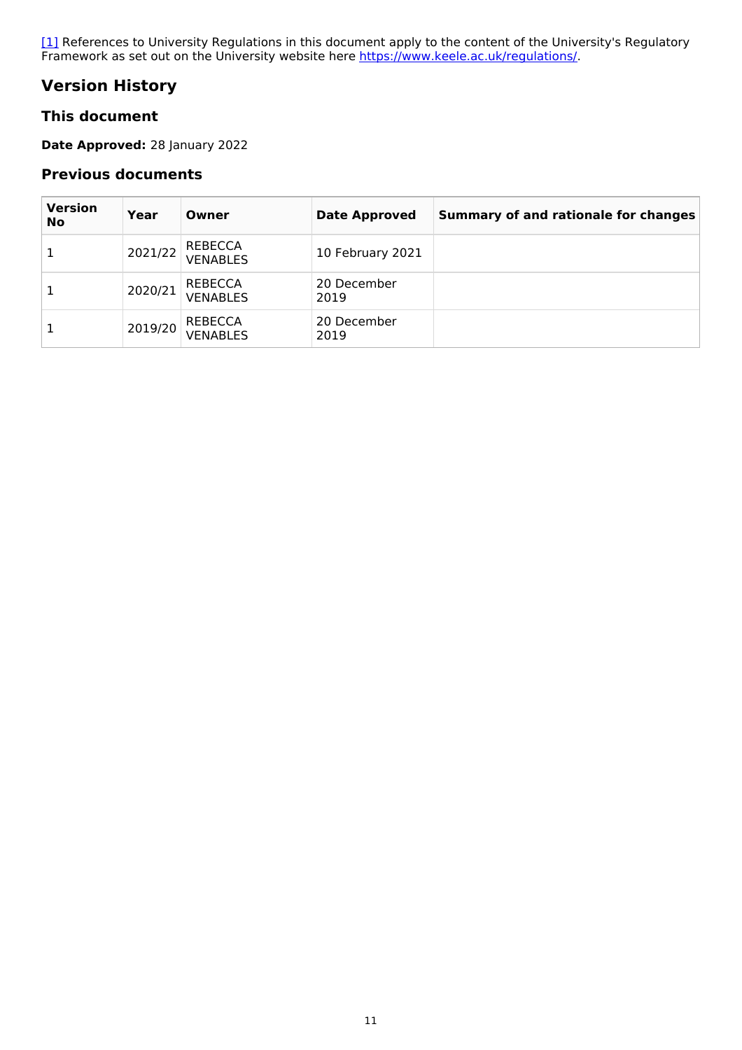[1] References to University Regulations in this document apply to the content of the University's Regulatory Framework as set out on the University website here https://www.keele.ac.uk/regulations/.

## Version History

### This document

**Date Approved:** 28 January 2022

### Previous documents

| Version No | Year | Owner | Date Approved | Summary of and rationale for changes |
|---|---|---|---|---|
| 1 | 2021/22 | REBECCA VENABLES | 10 February 2021 | |
| 1 | 2020/21 | REBECCA VENABLES | 20 December 2019 | |
| 1 | 2019/20 | REBECCA VENABLES | 20 December 2019 | |